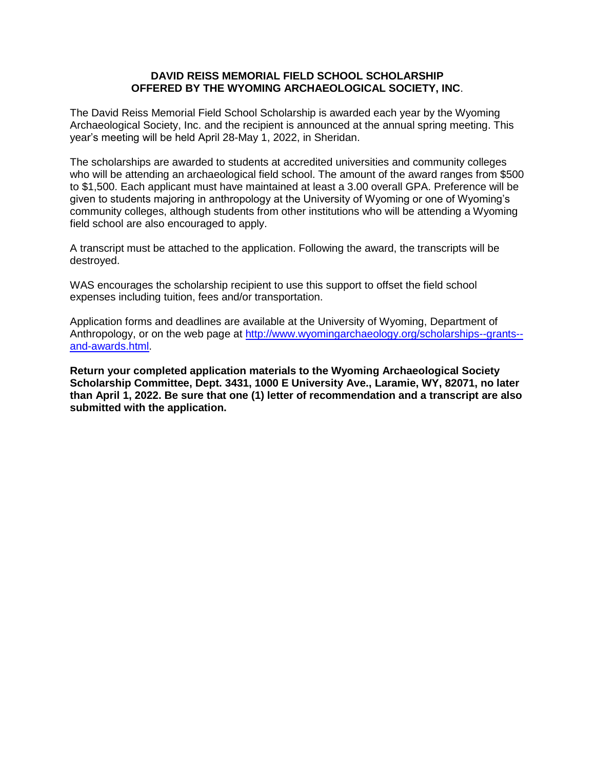# DAVID REISS MEMORIAL FIELD SCHOOL SCHOLARSHIP
# OFFERED BY THE WYOMING ARCHAEOLOGICAL SOCIETY, INC.

The David Reiss Memorial Field School Scholarship is awarded each year by the Wyoming Archaeological Society, Inc. and the recipient is announced at the annual spring meeting. This year's meeting will be held April 28-May 1, 2022, in Sheridan.

The scholarships are awarded to students at accredited universities and community colleges who will be attending an archaeological field school. The amount of the award ranges from $500 to $1,500. Each applicant must have maintained at least a 3.00 overall GPA. Preference will be given to students majoring in anthropology at the University of Wyoming or one of Wyoming's community colleges, although students from other institutions who will be attending a Wyoming field school are also encouraged to apply.

A transcript must be attached to the application. Following the award, the transcripts will be destroyed.

WAS encourages the scholarship recipient to use this support to offset the field school expenses including tuition, fees and/or transportation.

Application forms and deadlines are available at the University of Wyoming, Department of Anthropology, or on the web page at [http://www.wyomingarchaeology.org/scholarships--grants--and-awards.html](http://www.wyomingarchaeology.org/scholarships--grants--and-awards.html).

**Return your completed application materials to the Wyoming Archaeological Society Scholarship Committee, Dept. 3431, 1000 E University Ave., Laramie, WY, 82071, no later than April 1, 2022. Be sure that one (1) letter of recommendation and a transcript are also submitted with the application.**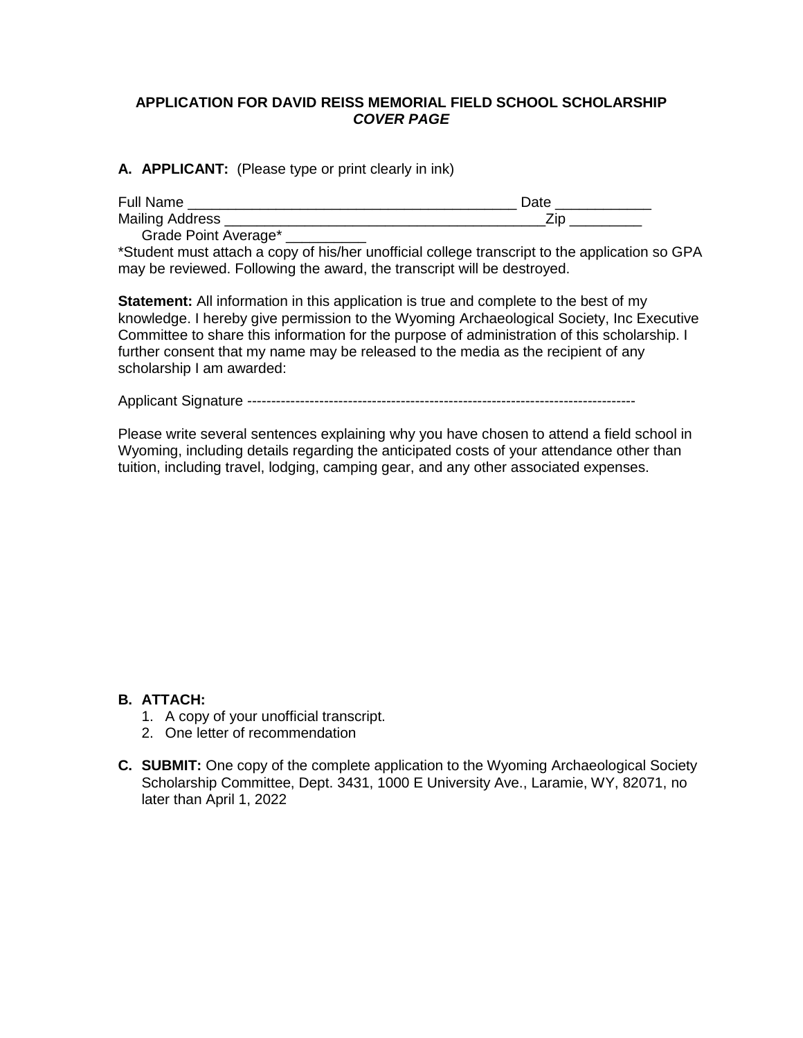**APPLICATION FOR DAVID REISS MEMORIAL FIELD SCHOOL SCHOLARSHIP**
***COVER PAGE***

**A. APPLICANT:** (Please type or print clearly in ink)

Full Name _________________________________________ Date ____________
Mailing Address ________________________________________Zip _________
Grade Point Average* __________

*Student must attach a copy of his/her unofficial college transcript to the application so GPA may be reviewed. Following the award, the transcript will be destroyed.

**Statement:** All information in this application is true and complete to the best of my knowledge. I hereby give permission to the Wyoming Archaeological Society, Inc Executive Committee to share this information for the purpose of administration of this scholarship. I further consent that my name may be released to the media as the recipient of any scholarship I am awarded:

Applicant Signature ---------------------------------------------------------------------------------

Please write several sentences explaining why you have chosen to attend a field school in Wyoming, including details regarding the anticipated costs of your attendance other than tuition, including travel, lodging, camping gear, and any other associated expenses.

**B. ATTACH:**

1. A copy of your unofficial transcript.
2. One letter of recommendation

**C. SUBMIT:** One copy of the complete application to the Wyoming Archaeological Society Scholarship Committee, Dept. 3431, 1000 E University Ave., Laramie, WY, 82071, no later than April 1, 2022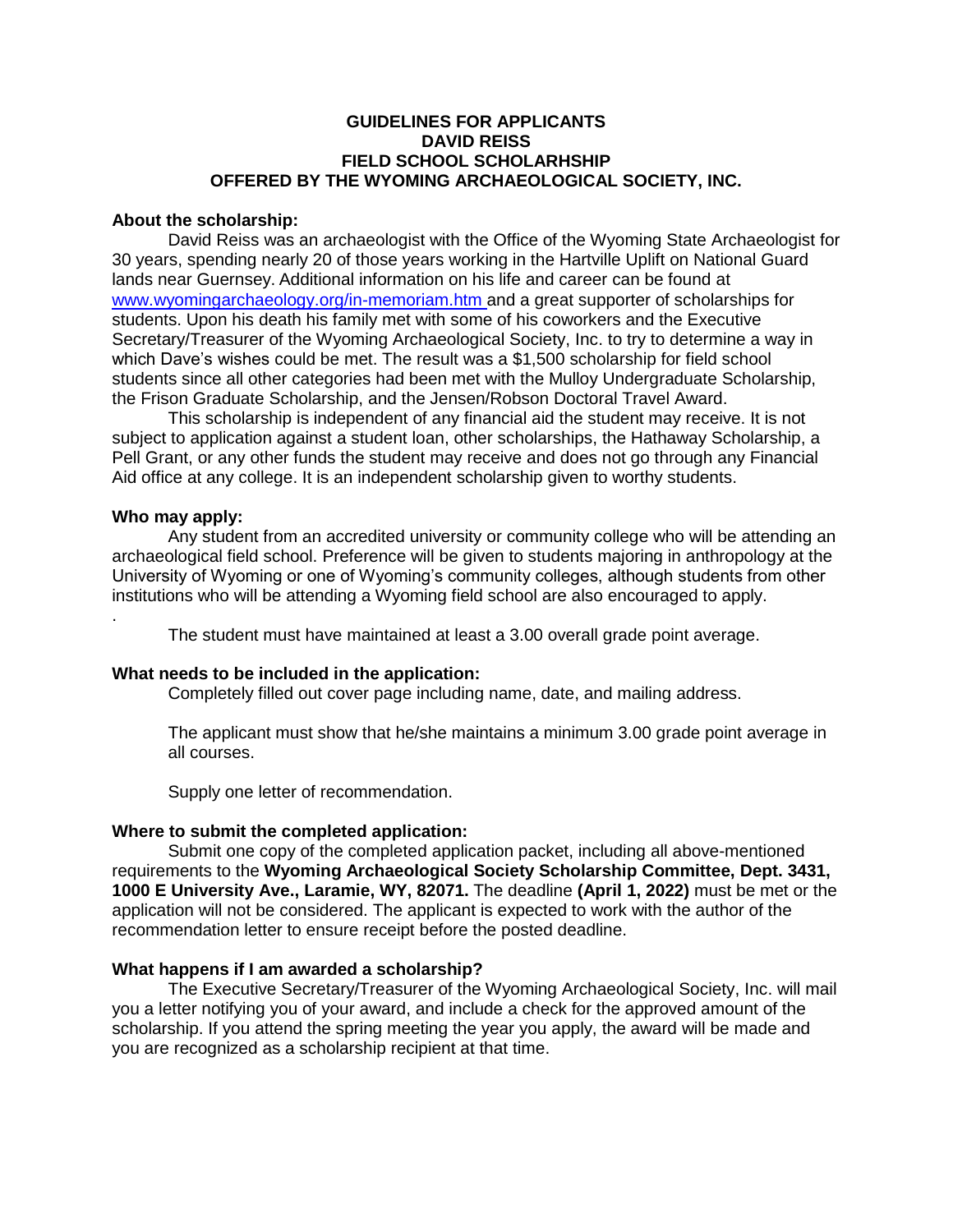**GUIDELINES FOR APPLICANTS**
**DAVID REISS**
**FIELD SCHOOL SCHOLARHSHIP**
**OFFERED BY THE WYOMING ARCHAEOLOGICAL SOCIETY, INC.**

**About the scholarship:**

David Reiss was an archaeologist with the Office of the Wyoming State Archaeologist for 30 years, spending nearly 20 of those years working in the Hartville Uplift on National Guard lands near Guernsey. Additional information on his life and career can be found at www.wyomingarchaeology.org/in-memoriam.htm and a great supporter of scholarships for students. Upon his death his family met with some of his coworkers and the Executive Secretary/Treasurer of the Wyoming Archaeological Society, Inc. to try to determine a way in which Dave's wishes could be met. The result was a $1,500 scholarship for field school students since all other categories had been met with the Mulloy Undergraduate Scholarship, the Frison Graduate Scholarship, and the Jensen/Robson Doctoral Travel Award.

This scholarship is independent of any financial aid the student may receive. It is not subject to application against a student loan, other scholarships, the Hathaway Scholarship, a Pell Grant, or any other funds the student may receive and does not go through any Financial Aid office at any college. It is an independent scholarship given to worthy students.

**Who may apply:**

Any student from an accredited university or community college who will be attending an archaeological field school. Preference will be given to students majoring in anthropology at the University of Wyoming or one of Wyoming's community colleges, although students from other institutions who will be attending a Wyoming field school are also encouraged to apply.

The student must have maintained at least a 3.00 overall grade point average.

**What needs to be included in the application:**

Completely filled out cover page including name, date, and mailing address.

The applicant must show that he/she maintains a minimum 3.00 grade point average in all courses.

Supply one letter of recommendation.

**Where to submit the completed application:**

Submit one copy of the completed application packet, including all above-mentioned requirements to the **Wyoming Archaeological Society Scholarship Committee, Dept. 3431, 1000 E University Ave., Laramie, WY, 82071.** The deadline **(April 1, 2022)** must be met or the application will not be considered. The applicant is expected to work with the author of the recommendation letter to ensure receipt before the posted deadline.

**What happens if I am awarded a scholarship?**

The Executive Secretary/Treasurer of the Wyoming Archaeological Society, Inc. will mail you a letter notifying you of your award, and include a check for the approved amount of the scholarship. If you attend the spring meeting the year you apply, the award will be made and you are recognized as a scholarship recipient at that time.